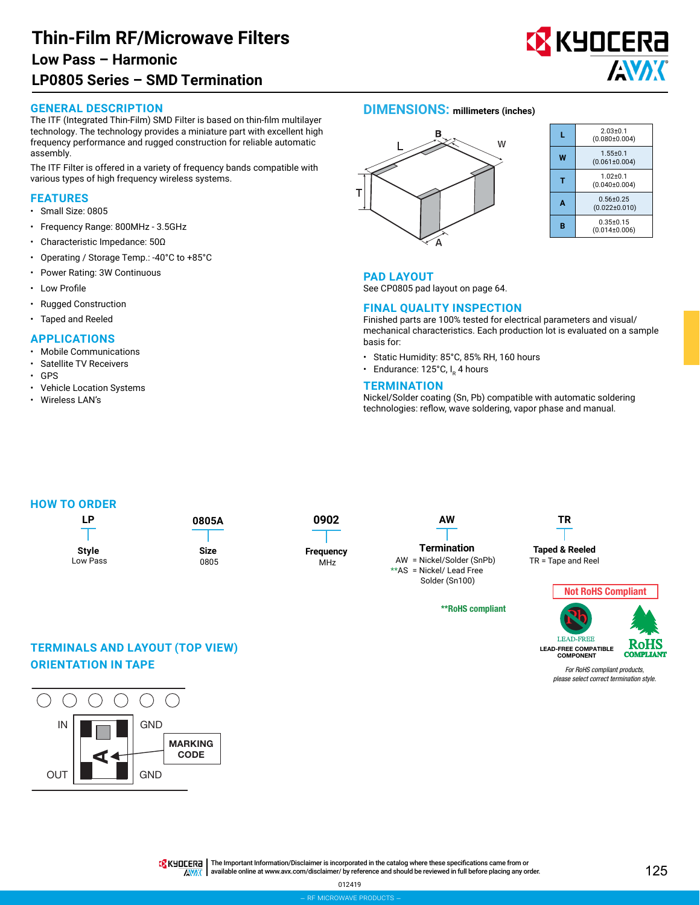# Thin-Film RF/Microwave Filters

## Low Pass – Harmonic

## LP0805 Series – SMD Termination

### GENERAL DESCRIPTION

The ITF (Integrated Thin-Film) SMD Filter is based on thin-film multilayer technology. The technology provides a miniature part with excellent high frequency performance and rugged construction for reliable automatic assembly.

The ITF Filter is offered in a variety of frequency bands compatible with various types of high frequency wireless systems.

### FEATURES

- Small Size: 0805
- Frequency Range: 800MHz - 3.5GHz
- Characteristic Impedance: 50Ω
- Operating / Storage Temp.: -40°C to +85°C
- Power Rating: 3W Continuous
- Low Profile
- Rugged Construction
- Taped and Reeled

### APPLICATIONS

- Mobile Communications
- Satellite TV Receivers
- GPS
- Vehicle Location Systems
- Wireless LAN's

### DIMENSIONS: millimeters (inches)

| | |
|---|---|
| L | 2.03±0.1 (0.080±0.004) |
| W | 1.55±0.1 (0.061±0.004) |
| T | 1.02±0.1 (0.040±0.004) |
| A | 0.56±0.25 (0.022±0.010) |
| B | 0.35±0.15 (0.014±0.006) |

### PAD LAYOUT

See CP0805 pad layout on page 64.

### FINAL QUALITY INSPECTION

Finished parts are 100% tested for electrical parameters and visual/mechanical characteristics. Each production lot is evaluated on a sample basis for:

- Static Humidity: 85°C, 85% RH, 160 hours
- Endurance: 125°C, $I_R$ 4 hours

### TERMINATION

Nickel/Solder coating (Sn, Pb) compatible with automatic soldering technologies: reflow, wave soldering, vapor phase and manual.

### HOW TO ORDER

| LP | 0805A | 0902 | AW | TR |
|---|---|---|---|---|
| **Style** Low Pass | **Size** 0805 | **Frequency** MHz | **Termination** AW = Nickel/Solder (SnPb); **AS = Nickel/ Lead Free Solder (Sn100) | **Taped & Reeled** TR = Tape and Reel |

**RoHS compliant

Not RoHS Compliant

LEAD-FREE COMPATIBLE COMPONENT

RoHS COMPLIANT

*For RoHS compliant products, please select correct termination style.*

### TERMINALS AND LAYOUT (TOP VIEW)

### ORIENTATION IN TAPE

IN — GND — OUT — GND — MARKING CODE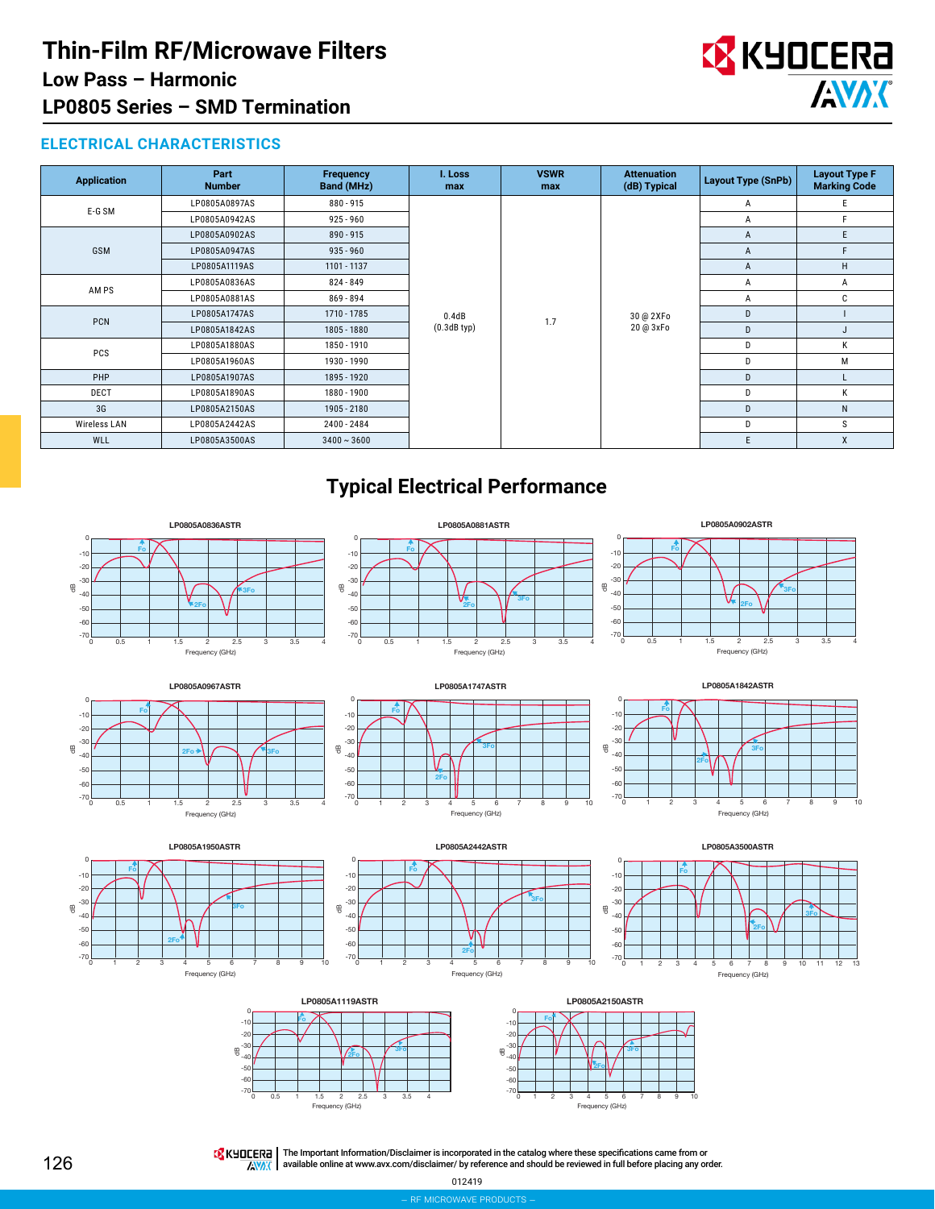# Thin-Film RF/Microwave Filters

## Low Pass – Harmonic

## LP0805 Series – SMD Termination

### ELECTRICAL CHARACTERISTICS

| Application | Part Number | Frequency Band (MHz) | I. Loss max | VSWR max | Attenuation (dB) Typical | Layout Type (SnPb) | Layout Type F Marking Code |
|---|---|---|---|---|---|---|---|
| E-G SM | LP0805A0897AS | 880 - 915 | 0.4dB (0.3dB typ) | 1.7 | 30 @ 2XFo 20 @ 3xFo | A | E |
| | LP0805A0942AS | 925 - 960 | | | | A | F |
| GSM | LP0805A0902AS | 890 - 915 | | | | A | E |
| | LP0805A0947AS | 935 - 960 | | | | A | F |
| | LP0805A1119AS | 1101 - 1137 | | | | A | H |
| AM PS | LP0805A0836AS | 824 - 849 | | | | A | A |
| | LP0805A0881AS | 869 - 894 | | | | A | C |
| PCN | LP0805A1747AS | 1710 - 1785 | | | | D | I |
| | LP0805A1842AS | 1805 - 1880 | | | | D | J |
| PCS | LP0805A1880AS | 1850 - 1910 | | | | D | K |
| | LP0805A1960AS | 1930 - 1990 | | | | D | M |
| PHP | LP0805A1907AS | 1895 - 1920 | | | | D | L |
| DECT | LP0805A1890AS | 1880 - 1900 | | | | D | K |
| 3G | LP0805A2150AS | 1905 - 2180 | | | | D | N |
| Wireless LAN | LP0805A2442AS | 2400 - 2484 | | | | D | S |
| WLL | LP0805A3500AS | 3400 ~ 3600 | | | | E | X |

## Typical Electrical Performance

LP0805A0836ASTR

LP0805A0881ASTR

LP0805A0902ASTR

LP0805A0967ASTR

LP0805A1747ASTR

LP0805A1842ASTR

LP0805A1950ASTR

LP0805A2442ASTR

LP0805A3500ASTR

LP0805A1119ASTR

LP0805A2150ASTR

The Important Information/Disclaimer is incorporated in the catalog where these specifications came from or available online at www.avx.com/disclaimer/ by reference and should be reviewed in full before placing any order.

012419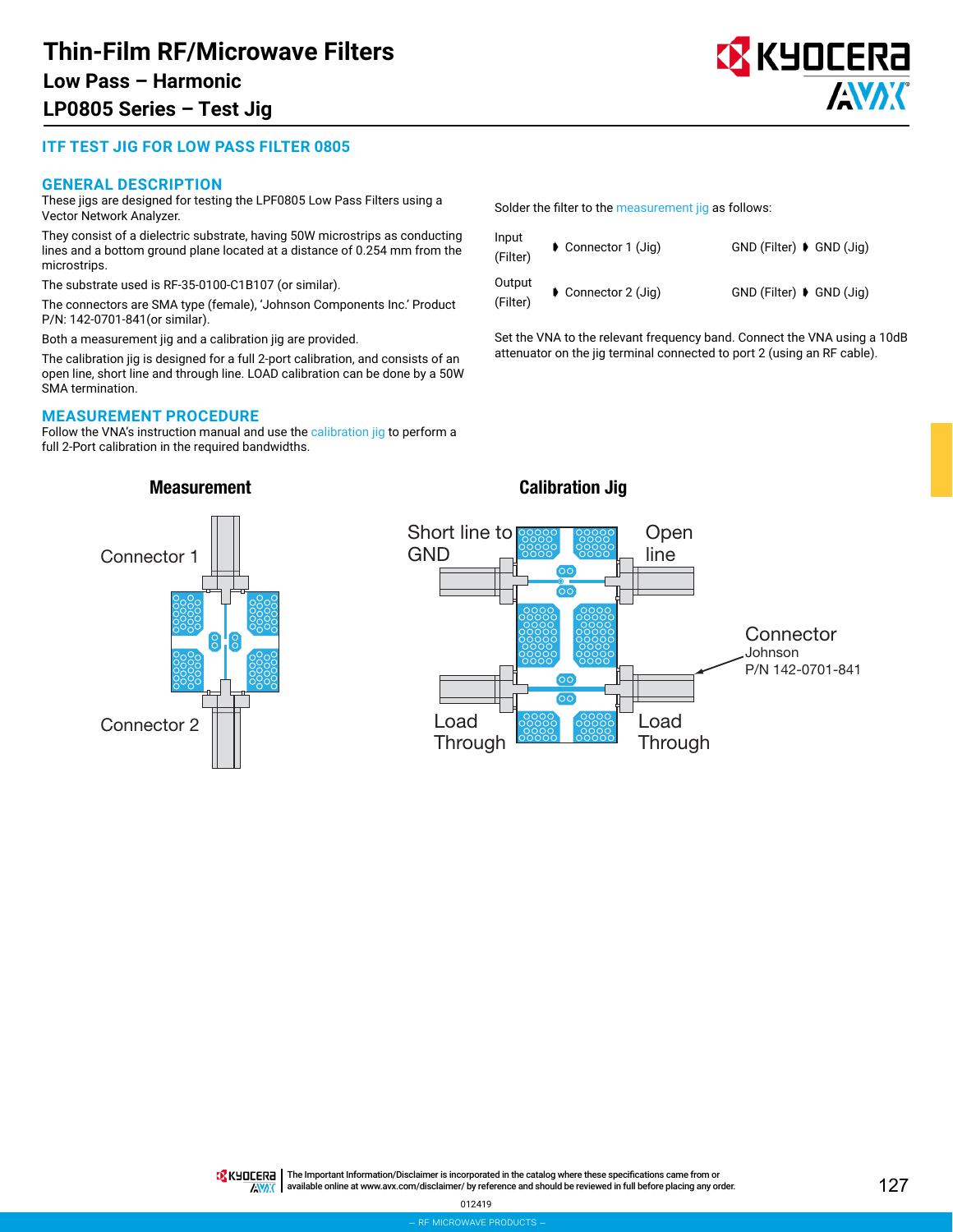# Thin-Film RF/Microwave Filters

## Low Pass – Harmonic

## LP0805 Series – Test Jig

### ITF TEST JIG FOR LOW PASS FILTER 0805

### GENERAL DESCRIPTION

These jigs are designed for testing the LPF0805 Low Pass Filters using a Vector Network Analyzer.

They consist of a dielectric substrate, having 50W microstrips as conducting lines and a bottom ground plane located at a distance of 0.254 mm from the microstrips.

The substrate used is RF-35-0100-C1B107 (or similar).

The connectors are SMA type (female), 'Johnson Components Inc.' Product P/N: 142-0701-841(or similar).

Both a measurement jig and a calibration jig are provided.

The calibration jig is designed for a full 2-port calibration, and consists of an open line, short line and through line. LOAD calibration can be done by a 50W SMA termination.

### MEASUREMENT PROCEDURE

Follow the VNA's instruction manual and use the calibration jig to perform a full 2-Port calibration in the required bandwidths.

Solder the filter to the measurement jig as follows:

| | | |
|---|---|---|
| Input (Filter) | ➧ Connector 1 (Jig) | GND (Filter) ➧ GND (Jig) |
| Output (Filter) | ➧ Connector 2 (Jig) | GND (Filter) ➧ GND (Jig) |

Set the VNA to the relevant frequency band. Connect the VNA using a 10dB attenuator on the jig terminal connected to port 2 (using an RF cable).

**Measurement**

Connector 1

Connector 2

**Calibration Jig**

Short line to GND

Open line

Connector
Johnson
P/N 142-0701-841

Load Through

Load Through